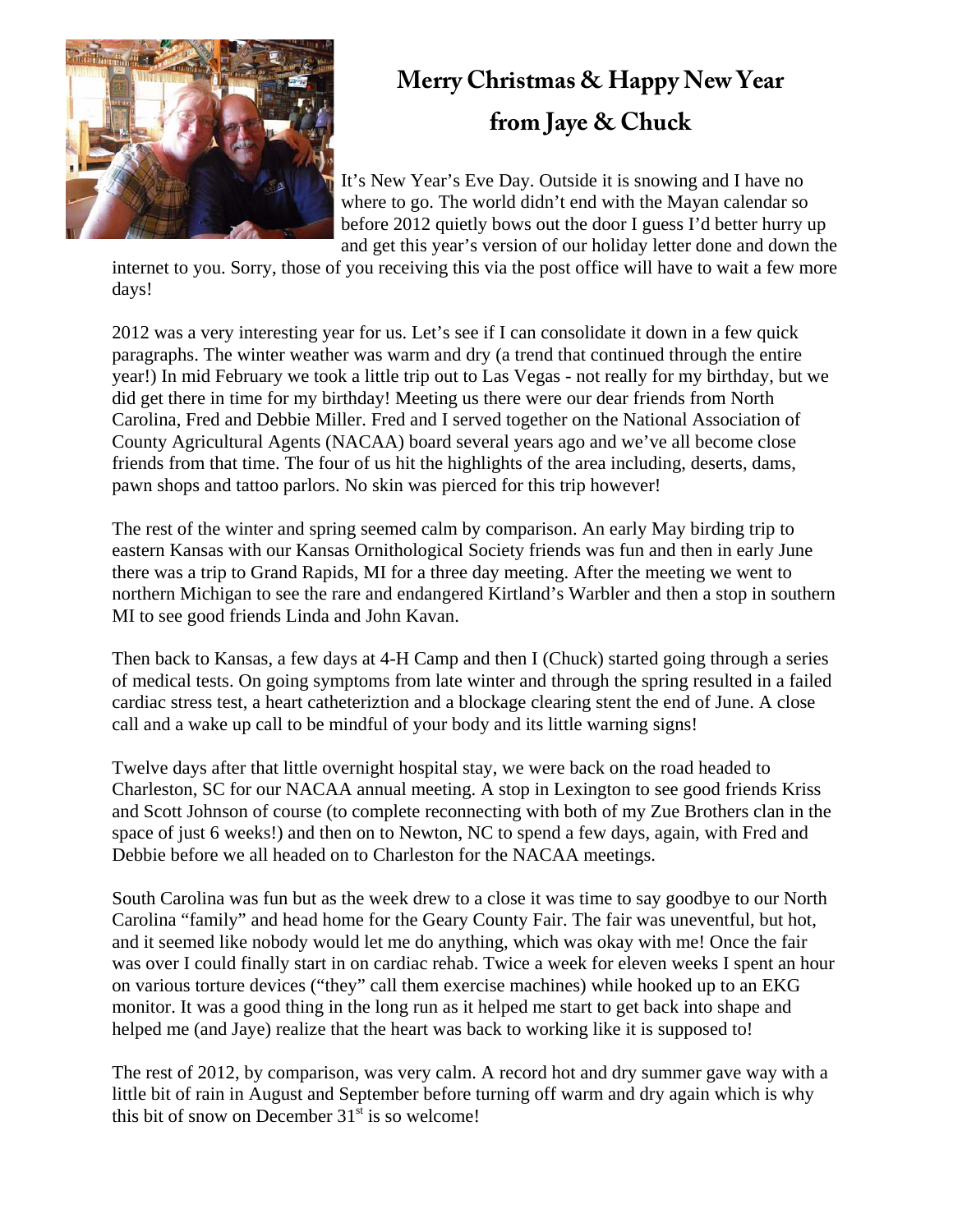# Merry Christmas & Happy New Year
# from Jaye & Chuck

It's New Year's Eve Day. Outside it is snowing and I have no where to go. The world didn't end with the Mayan calendar so before 2012 quietly bows out the door I guess I'd better hurry up and get this year's version of our holiday letter done and down the internet to you. Sorry, those of you receiving this via the post office will have to wait a few more days!

2012 was a very interesting year for us. Let's see if I can consolidate it down in a few quick paragraphs. The winter weather was warm and dry (a trend that continued through the entire year!) In mid February we took a little trip out to Las Vegas - not really for my birthday, but we did get there in time for my birthday! Meeting us there were our dear friends from North Carolina, Fred and Debbie Miller. Fred and I served together on the National Association of County Agricultural Agents (NACAA) board several years ago and we've all become close friends from that time. The four of us hit the highlights of the area including, deserts, dams, pawn shops and tattoo parlors. No skin was pierced for this trip however!

The rest of the winter and spring seemed calm by comparison. An early May birding trip to eastern Kansas with our Kansas Ornithological Society friends was fun and then in early June there was a trip to Grand Rapids, MI for a three day meeting. After the meeting we went to northern Michigan to see the rare and endangered Kirtland's Warbler and then a stop in southern MI to see good friends Linda and John Kavan.

Then back to Kansas, a few days at 4-H Camp and then I (Chuck) started going through a series of medical tests. On going symptoms from late winter and through the spring resulted in a failed cardiac stress test, a heart catheteriztion and a blockage clearing stent the end of June. A close call and a wake up call to be mindful of your body and its little warning signs!

Twelve days after that little overnight hospital stay, we were back on the road headed to Charleston, SC for our NACAA annual meeting. A stop in Lexington to see good friends Kriss and Scott Johnson of course (to complete reconnecting with both of my Zue Brothers clan in the space of just 6 weeks!) and then on to Newton, NC to spend a few days, again, with Fred and Debbie before we all headed on to Charleston for the NACAA meetings.

South Carolina was fun but as the week drew to a close it was time to say goodbye to our North Carolina "family" and head home for the Geary County Fair. The fair was uneventful, but hot, and it seemed like nobody would let me do anything, which was okay with me! Once the fair was over I could finally start in on cardiac rehab. Twice a week for eleven weeks I spent an hour on various torture devices ("they" call them exercise machines) while hooked up to an EKG monitor. It was a good thing in the long run as it helped me start to get back into shape and helped me (and Jaye) realize that the heart was back to working like it is supposed to!

The rest of 2012, by comparison, was very calm. A record hot and dry summer gave way with a little bit of rain in August and September before turning off warm and dry again which is why this bit of snow on December 31st is so welcome!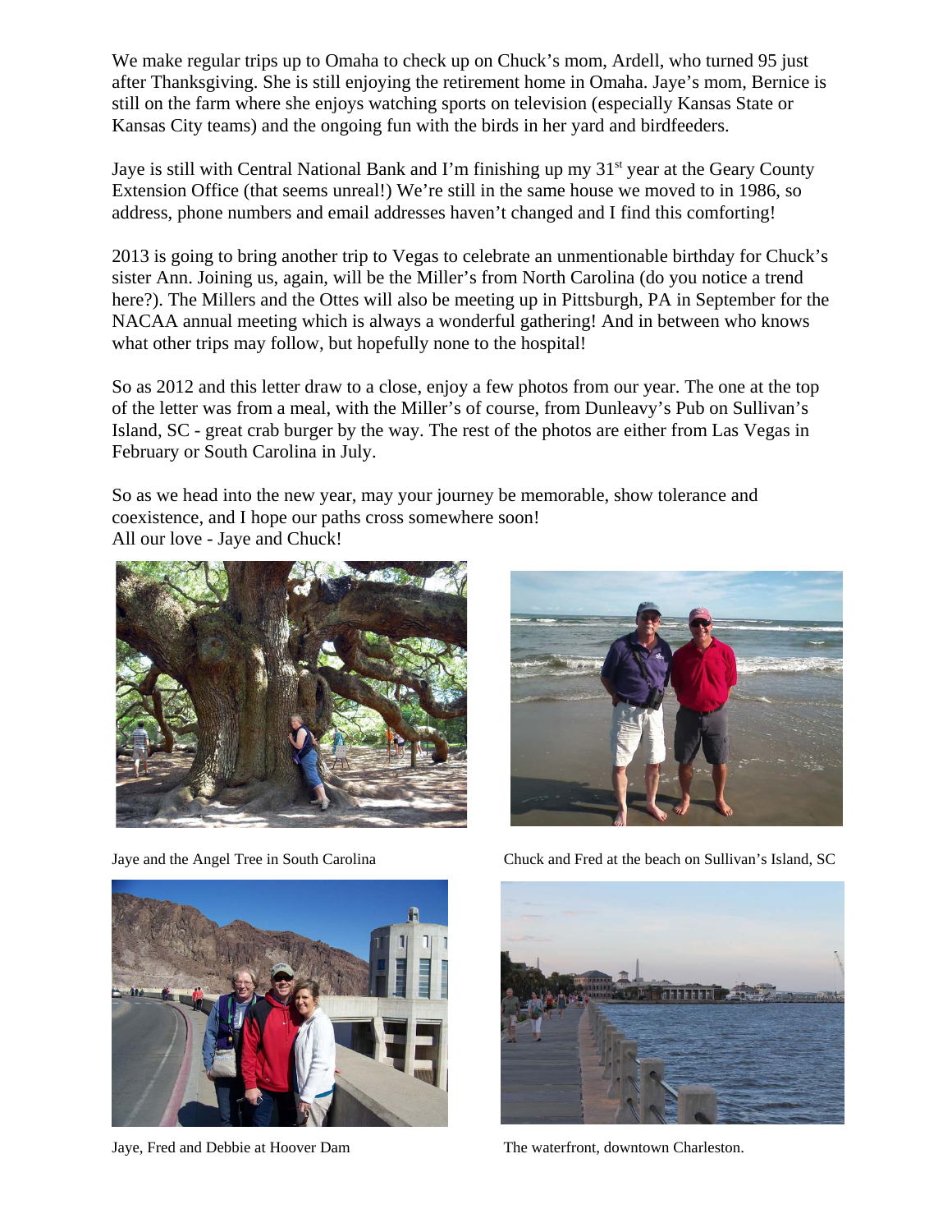We make regular trips up to Omaha to check up on Chuck's mom, Ardell, who turned 95 just after Thanksgiving. She is still enjoying the retirement home in Omaha. Jaye's mom, Bernice is still on the farm where she enjoys watching sports on television (especially Kansas State or Kansas City teams) and the ongoing fun with the birds in her yard and birdfeeders.

Jaye is still with Central National Bank and I'm finishing up my 31st year at the Geary County Extension Office (that seems unreal!) We're still in the same house we moved to in 1986, so address, phone numbers and email addresses haven't changed and I find this comforting!

2013 is going to bring another trip to Vegas to celebrate an unmentionable birthday for Chuck's sister Ann. Joining us, again, will be the Miller's from North Carolina (do you notice a trend here?). The Millers and the Ottes will also be meeting up in Pittsburgh, PA in September for the NACAA annual meeting which is always a wonderful gathering! And in between who knows what other trips may follow, but hopefully none to the hospital!

So as 2012 and this letter draw to a close, enjoy a few photos from our year. The one at the top of the letter was from a meal, with the Miller's of course, from Dunleavy's Pub on Sullivan's Island, SC - great crab burger by the way. The rest of the photos are either from Las Vegas in February or South Carolina in July.

So as we head into the new year, may your journey be memorable, show tolerance and coexistence, and I hope our paths cross somewhere soon!
All our love - Jaye and Chuck!

Jaye and the Angel Tree in South Carolina

Chuck and Fred at the beach on Sullivan's Island, SC

Jaye, Fred and Debbie at Hoover Dam

The waterfront, downtown Charleston.